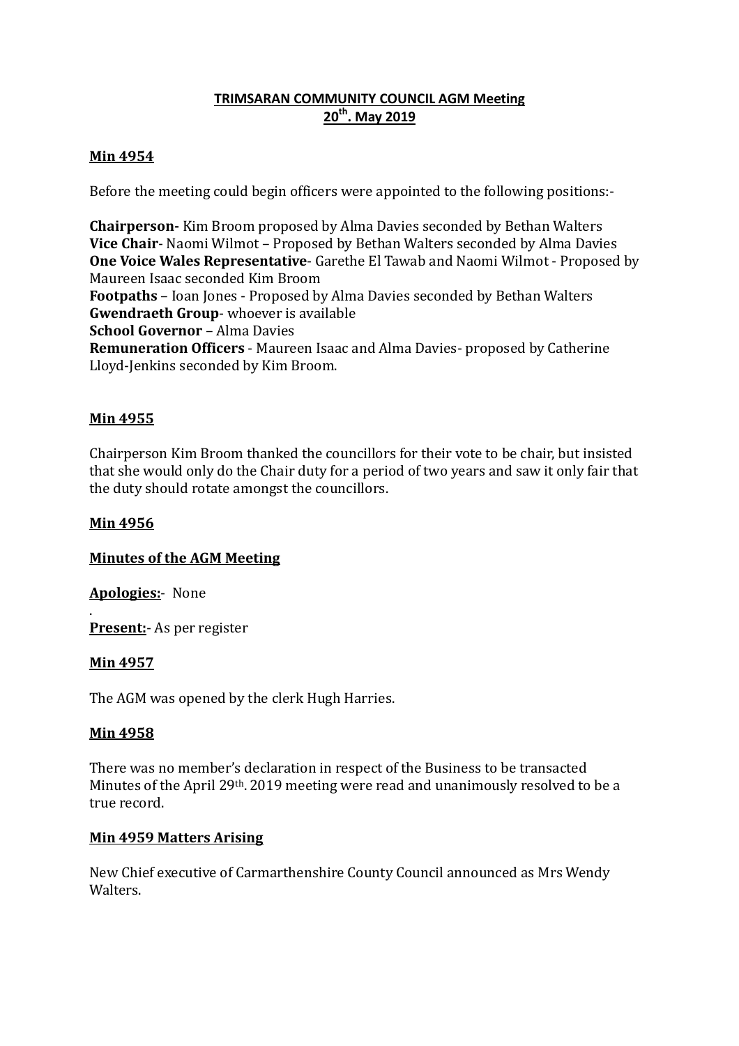**TRIMSARAN COMMUNITY COUNCIL AGM Meeting**
**20th. May 2019**

**Min 4954**

Before the meeting could begin officers were appointed to the following positions:-

**Chairperson-** Kim Broom proposed by Alma Davies seconded by Bethan Walters
**Vice Chair**- Naomi Wilmot – Proposed by Bethan Walters seconded by Alma Davies
**One Voice Wales Representative**- Garethe El Tawab and Naomi Wilmot - Proposed by Maureen Isaac seconded Kim Broom
**Footpaths** – Ioan Jones - Proposed by Alma Davies seconded by Bethan Walters
**Gwendraeth Group**- whoever is available
**School Governor** – Alma Davies
**Remuneration Officers** - Maureen Isaac and Alma Davies- proposed by Catherine Lloyd-Jenkins seconded by Kim Broom.

**Min 4955**

Chairperson Kim Broom thanked the councillors for their vote to be chair, but insisted that she would only do the Chair duty for a period of two years and saw it only fair that the duty should rotate amongst the councillors.

**Min 4956**

**Minutes of the AGM Meeting**

**Apologies:**- None

.
**Present:**- As per register

**Min 4957**

The AGM was opened by the clerk Hugh Harries.

**Min 4958**

There was no member's declaration in respect of the Business to be transacted Minutes of the April 29th. 2019 meeting were read and unanimously resolved to be a true record.

**Min 4959 Matters Arising**

New Chief executive of Carmarthenshire County Council announced as Mrs Wendy Walters.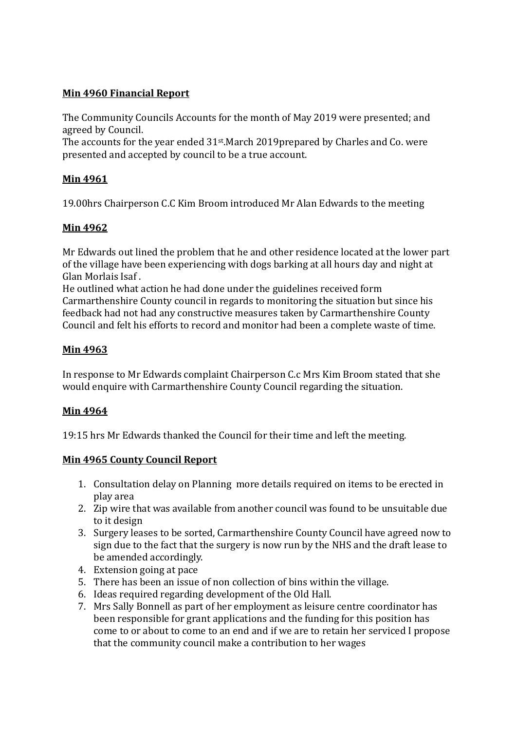**Min 4960 Financial Report**

The Community Councils Accounts for the month of May 2019 were presented; and agreed by Council.
The accounts for the year ended 31st.March 2019prepared by Charles and Co. were presented and accepted by council to be a true account.

**Min 4961**

19.00hrs Chairperson C.C Kim Broom introduced Mr Alan Edwards to the meeting

**Min 4962**

Mr Edwards out lined the problem that he and other residence located at the lower part of the village have been experiencing with dogs barking at all hours day and night at Glan Morlais Isaf .
He outlined what action he had done under the guidelines received form Carmarthenshire County council in regards to monitoring the situation but since his feedback had not had any constructive measures taken by Carmarthenshire County Council and felt his efforts to record and monitor had been a complete waste of time.

**Min 4963**

In response to Mr Edwards complaint Chairperson C.c Mrs Kim Broom stated that she would enquire with Carmarthenshire County Council regarding the situation.

**Min 4964**

19:15 hrs Mr Edwards thanked the Council for their time and left the meeting.

**Min 4965 County Council Report**

1. Consultation delay on Planning more details required on items to be erected in play area
2. Zip wire that was available from another council was found to be unsuitable due to it design
3. Surgery leases to be sorted, Carmarthenshire County Council have agreed now to sign due to the fact that the surgery is now run by the NHS and the draft lease to be amended accordingly.
4. Extension going at pace
5. There has been an issue of non collection of bins within the village.
6. Ideas required regarding development of the Old Hall.
7. Mrs Sally Bonnell as part of her employment as leisure centre coordinator has been responsible for grant applications and the funding for this position has come to or about to come to an end and if we are to retain her serviced I propose that the community council make a contribution to her wages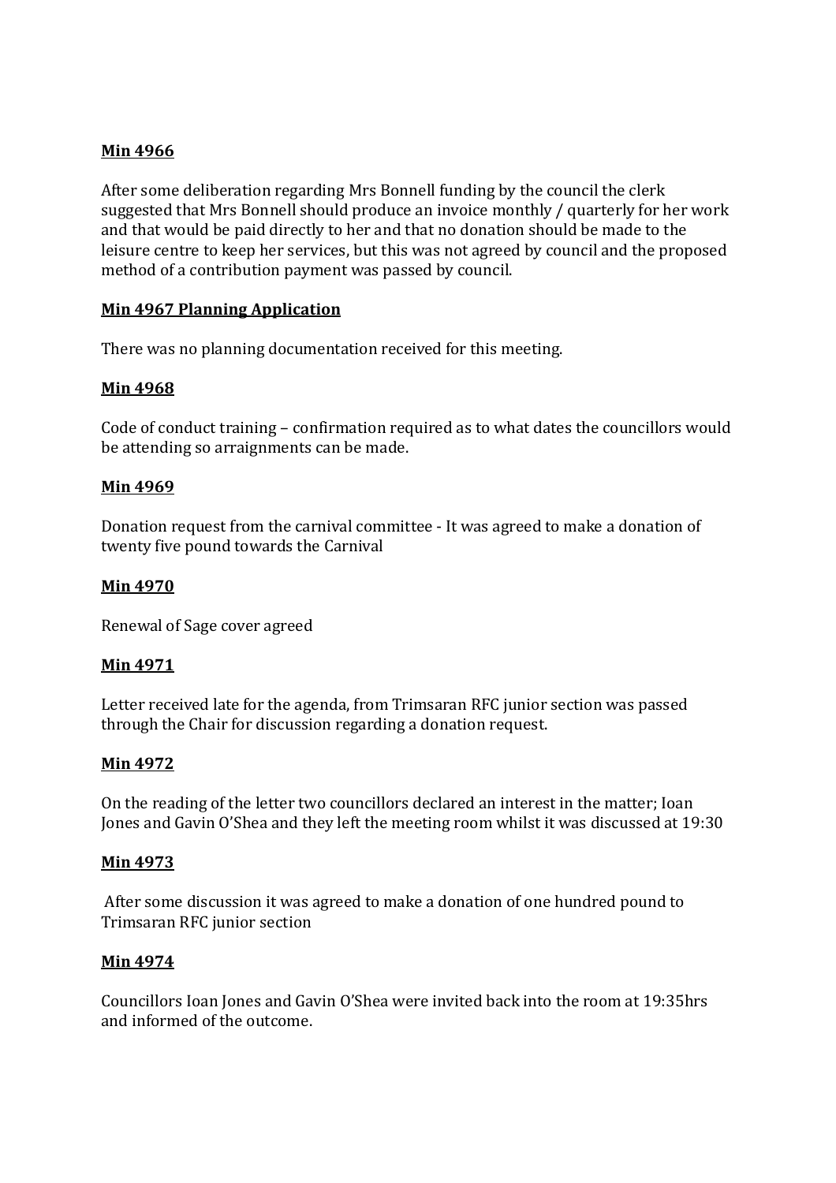**Min 4966**

After some deliberation regarding Mrs Bonnell funding by the council the clerk suggested that Mrs Bonnell should produce an invoice monthly / quarterly for her work and that would be paid directly to her and that no donation should be made to the leisure centre to keep her services, but this was not agreed by council and the proposed method of a contribution payment was passed by council.

**Min 4967 Planning Application**

There was no planning documentation received for this meeting.

**Min 4968**

Code of conduct training – confirmation required as to what dates the councillors would be attending so arraignments can be made.

**Min 4969**

Donation request from the carnival committee - It was agreed to make a donation of twenty five pound towards the Carnival

**Min 4970**

Renewal of Sage cover agreed

**Min 4971**

Letter received late for the agenda, from Trimsaran RFC junior section was passed through the Chair for discussion regarding a donation request.

**Min 4972**

On the reading of the letter two councillors declared an interest in the matter; Ioan Jones and Gavin O'Shea and they left the meeting room whilst it was discussed at 19:30

**Min 4973**

After some discussion it was agreed to make a donation of one hundred pound to Trimsaran RFC junior section

**Min 4974**

Councillors Ioan Jones and Gavin O'Shea were invited back into the room at 19:35hrs and informed of the outcome.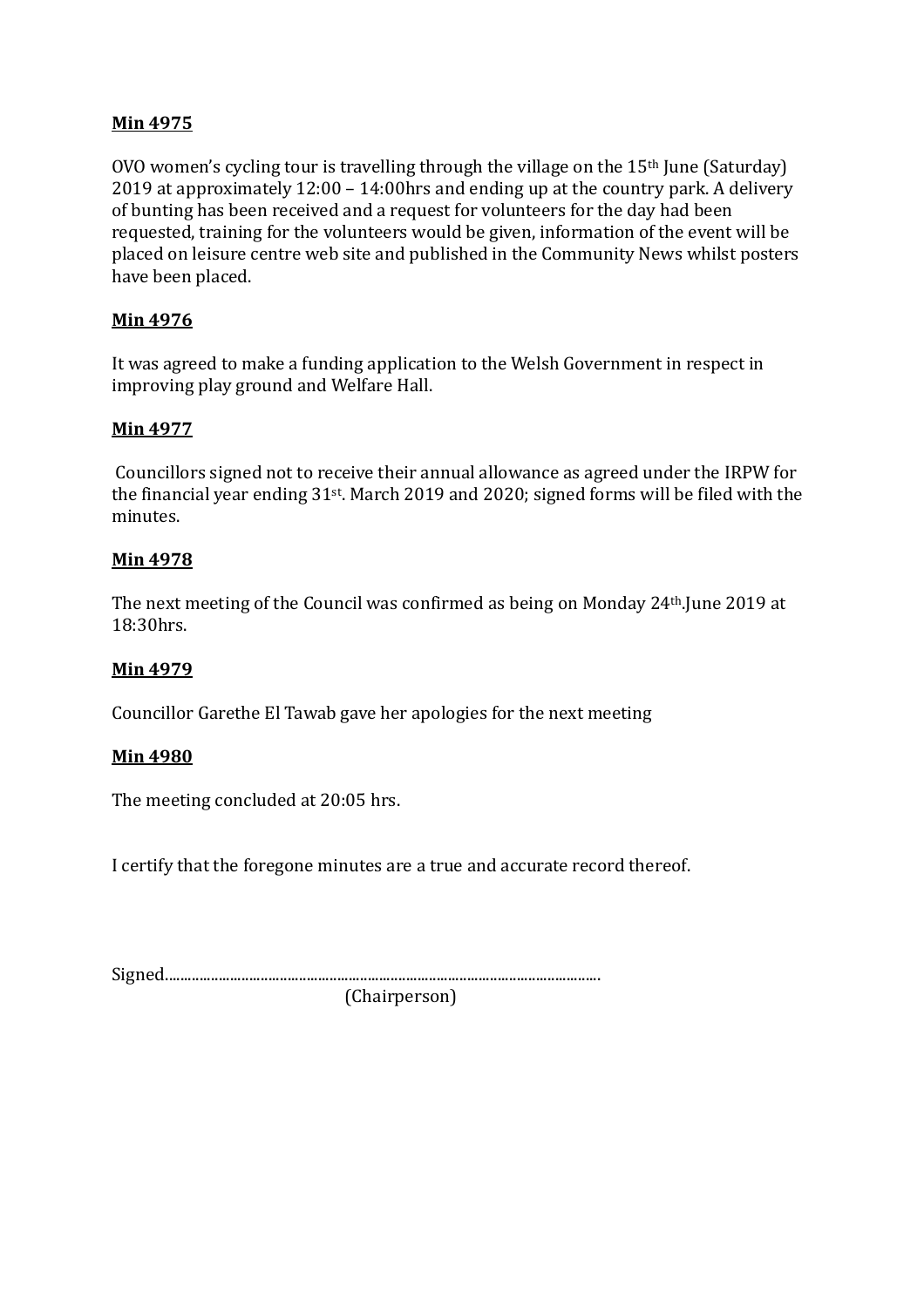**Min 4975**

OVO women's cycling tour is travelling through the village on the 15th June (Saturday) 2019 at approximately 12:00 – 14:00hrs and ending up at the country park. A delivery of bunting has been received and a request for volunteers for the day had been requested, training for the volunteers would be given, information of the event will be placed on leisure centre web site and published in the Community News whilst posters have been placed.

**Min 4976**

It was agreed to make a funding application to the Welsh Government in respect in improving play ground and Welfare Hall.

**Min 4977**

Councillors signed not to receive their annual allowance as agreed under the IRPW for the financial year ending 31st. March 2019 and 2020; signed forms will be filed with the minutes.

**Min 4978**

The next meeting of the Council was confirmed as being on Monday 24th.June 2019 at 18:30hrs.

**Min 4979**

Councillor Garethe El Tawab gave her apologies for the next meeting

**Min 4980**

The meeting concluded at 20:05 hrs.

I certify that the foregone minutes are a true and accurate record thereof.

Signed.................................................................................................................
(Chairperson)